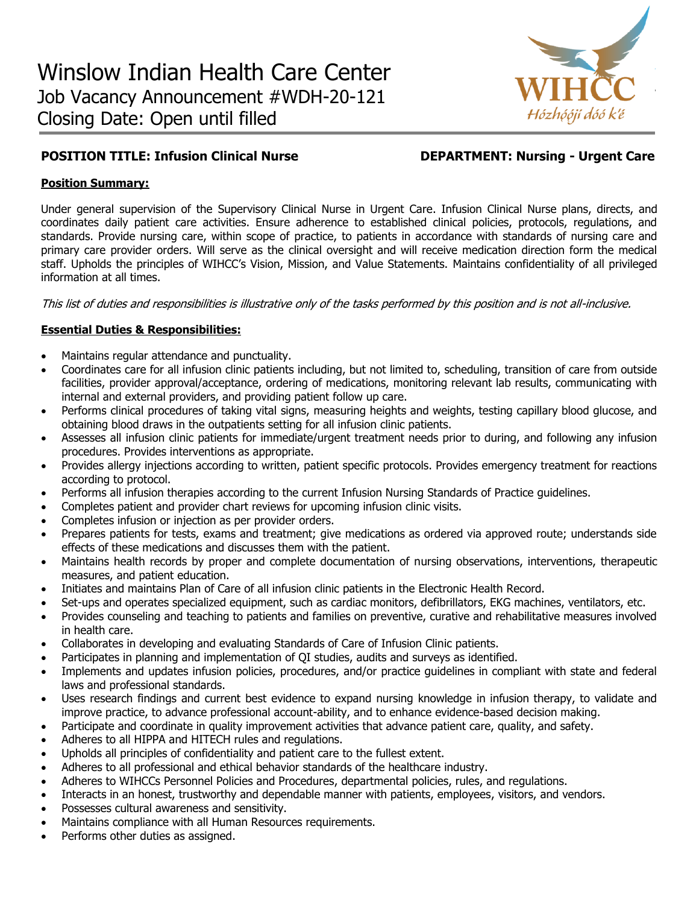# Winslow Indian Health Care Center

Job Vacancy Announcement #WDH-20-121

Closing Date: Open until filled

**POSITION TITLE: Infusion Clinical Nurse** **DEPARTMENT: Nursing - Urgent Care**

**Position Summary:**

Under general supervision of the Supervisory Clinical Nurse in Urgent Care. Infusion Clinical Nurse plans, directs, and coordinates daily patient care activities. Ensure adherence to established clinical policies, protocols, regulations, and standards. Provide nursing care, within scope of practice, to patients in accordance with standards of nursing care and primary care provider orders. Will serve as the clinical oversight and will receive medication direction form the medical staff. Upholds the principles of WIHCC's Vision, Mission, and Value Statements. Maintains confidentiality of all privileged information at all times.

*This list of duties and responsibilities is illustrative only of the tasks performed by this position and is not all-inclusive.*

**Essential Duties & Responsibilities:**

- Maintains regular attendance and punctuality.
- Coordinates care for all infusion clinic patients including, but not limited to, scheduling, transition of care from outside facilities, provider approval/acceptance, ordering of medications, monitoring relevant lab results, communicating with internal and external providers, and providing patient follow up care.
- Performs clinical procedures of taking vital signs, measuring heights and weights, testing capillary blood glucose, and obtaining blood draws in the outpatients setting for all infusion clinic patients.
- Assesses all infusion clinic patients for immediate/urgent treatment needs prior to during, and following any infusion procedures. Provides interventions as appropriate.
- Provides allergy injections according to written, patient specific protocols. Provides emergency treatment for reactions according to protocol.
- Performs all infusion therapies according to the current Infusion Nursing Standards of Practice guidelines.
- Completes patient and provider chart reviews for upcoming infusion clinic visits.
- Completes infusion or injection as per provider orders.
- Prepares patients for tests, exams and treatment; give medications as ordered via approved route; understands side effects of these medications and discusses them with the patient.
- Maintains health records by proper and complete documentation of nursing observations, interventions, therapeutic measures, and patient education.
- Initiates and maintains Plan of Care of all infusion clinic patients in the Electronic Health Record.
- Set-ups and operates specialized equipment, such as cardiac monitors, defibrillators, EKG machines, ventilators, etc.
- Provides counseling and teaching to patients and families on preventive, curative and rehabilitative measures involved in health care.
- Collaborates in developing and evaluating Standards of Care of Infusion Clinic patients.
- Participates in planning and implementation of QI studies, audits and surveys as identified.
- Implements and updates infusion policies, procedures, and/or practice guidelines in compliant with state and federal laws and professional standards.
- Uses research findings and current best evidence to expand nursing knowledge in infusion therapy, to validate and improve practice, to advance professional account-ability, and to enhance evidence-based decision making.
- Participate and coordinate in quality improvement activities that advance patient care, quality, and safety.
- Adheres to all HIPPA and HITECH rules and regulations.
- Upholds all principles of confidentiality and patient care to the fullest extent.
- Adheres to all professional and ethical behavior standards of the healthcare industry.
- Adheres to WIHCCs Personnel Policies and Procedures, departmental policies, rules, and regulations.
- Interacts in an honest, trustworthy and dependable manner with patients, employees, visitors, and vendors.
- Possesses cultural awareness and sensitivity.
- Maintains compliance with all Human Resources requirements.
- Performs other duties as assigned.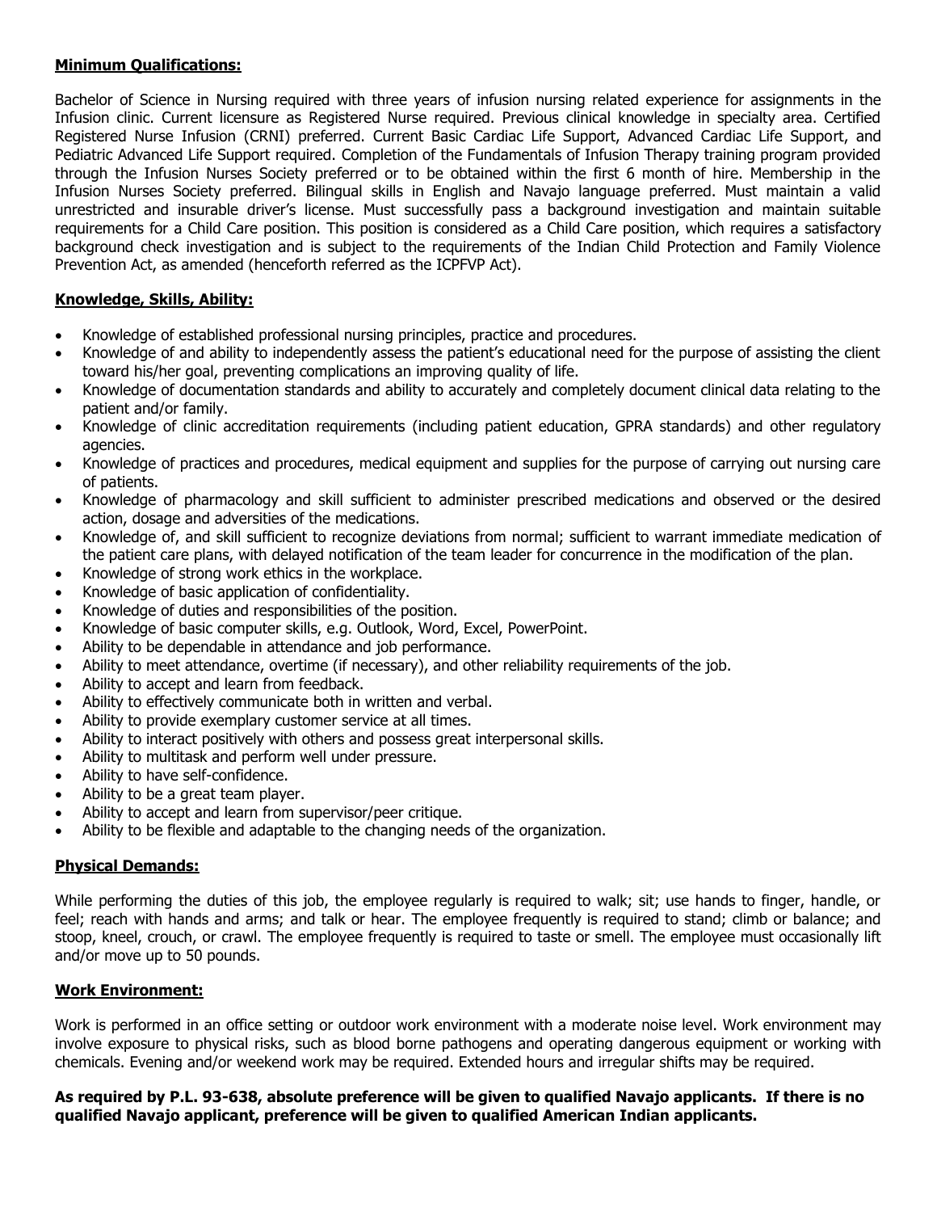**Minimum Qualifications:**

Bachelor of Science in Nursing required with three years of infusion nursing related experience for assignments in the Infusion clinic. Current licensure as Registered Nurse required. Previous clinical knowledge in specialty area. Certified Registered Nurse Infusion (CRNI) preferred. Current Basic Cardiac Life Support, Advanced Cardiac Life Support, and Pediatric Advanced Life Support required. Completion of the Fundamentals of Infusion Therapy training program provided through the Infusion Nurses Society preferred or to be obtained within the first 6 month of hire. Membership in the Infusion Nurses Society preferred. Bilingual skills in English and Navajo language preferred. Must maintain a valid unrestricted and insurable driver's license. Must successfully pass a background investigation and maintain suitable requirements for a Child Care position. This position is considered as a Child Care position, which requires a satisfactory background check investigation and is subject to the requirements of the Indian Child Protection and Family Violence Prevention Act, as amended (henceforth referred as the ICPFVP Act).

**Knowledge, Skills, Ability:**

- Knowledge of established professional nursing principles, practice and procedures.
- Knowledge of and ability to independently assess the patient's educational need for the purpose of assisting the client toward his/her goal, preventing complications an improving quality of life.
- Knowledge of documentation standards and ability to accurately and completely document clinical data relating to the patient and/or family.
- Knowledge of clinic accreditation requirements (including patient education, GPRA standards) and other regulatory agencies.
- Knowledge of practices and procedures, medical equipment and supplies for the purpose of carrying out nursing care of patients.
- Knowledge of pharmacology and skill sufficient to administer prescribed medications and observed or the desired action, dosage and adversities of the medications.
- Knowledge of, and skill sufficient to recognize deviations from normal; sufficient to warrant immediate medication of the patient care plans, with delayed notification of the team leader for concurrence in the modification of the plan.
- Knowledge of strong work ethics in the workplace.
- Knowledge of basic application of confidentiality.
- Knowledge of duties and responsibilities of the position.
- Knowledge of basic computer skills, e.g. Outlook, Word, Excel, PowerPoint.
- Ability to be dependable in attendance and job performance.
- Ability to meet attendance, overtime (if necessary), and other reliability requirements of the job.
- Ability to accept and learn from feedback.
- Ability to effectively communicate both in written and verbal.
- Ability to provide exemplary customer service at all times.
- Ability to interact positively with others and possess great interpersonal skills.
- Ability to multitask and perform well under pressure.
- Ability to have self-confidence.
- Ability to be a great team player.
- Ability to accept and learn from supervisor/peer critique.
- Ability to be flexible and adaptable to the changing needs of the organization.

**Physical Demands:**

While performing the duties of this job, the employee regularly is required to walk; sit; use hands to finger, handle, or feel; reach with hands and arms; and talk or hear. The employee frequently is required to stand; climb or balance; and stoop, kneel, crouch, or crawl. The employee frequently is required to taste or smell. The employee must occasionally lift and/or move up to 50 pounds.

**Work Environment:**

Work is performed in an office setting or outdoor work environment with a moderate noise level. Work environment may involve exposure to physical risks, such as blood borne pathogens and operating dangerous equipment or working with chemicals. Evening and/or weekend work may be required. Extended hours and irregular shifts may be required.

**As required by P.L. 93-638, absolute preference will be given to qualified Navajo applicants. If there is no qualified Navajo applicant, preference will be given to qualified American Indian applicants.**